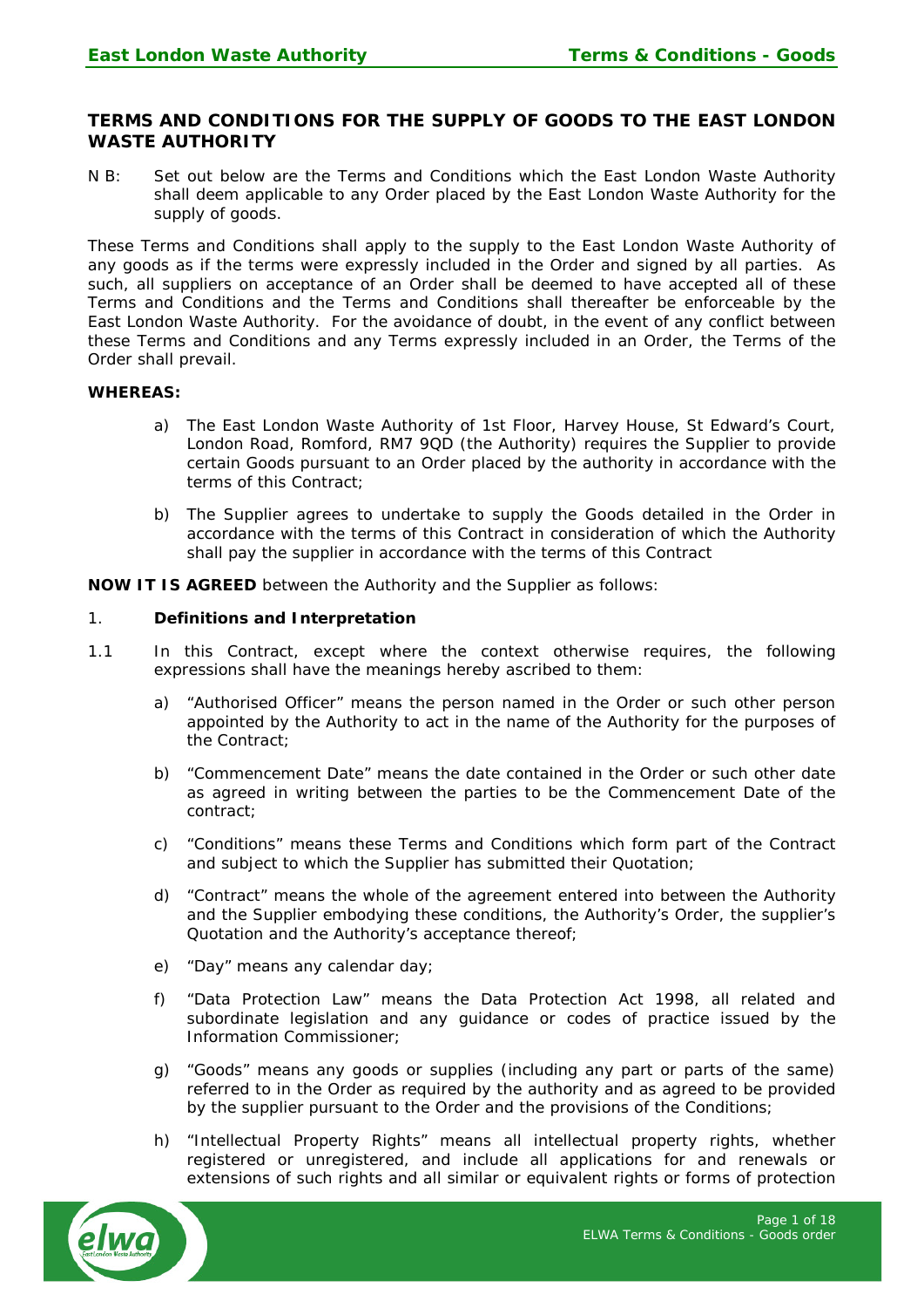# TERMS AND CONDITIONS FOR THE SUPPLY OF GOODS TO THE EAST LONDON WASTE AUTHORITY

N B: Set out below are the Terms and Conditions which the East London Waste Authority shall deem applicable to any Order placed by the East London Waste Authority for the supply of goods.

These Terms and Conditions shall apply to the supply to the East London Waste Authority of any goods as if the terms were expressly included in the Order and signed by all parties. As such, all suppliers on acceptance of an Order shall be deemed to have accepted all of these Terms and Conditions and the Terms and Conditions shall thereafter be enforceable by the East London Waste Authority. For the avoidance of doubt, in the event of any conflict between these Terms and Conditions and any Terms expressly included in an Order, the Terms of the Order shall prevail.

**WHEREAS:**

a) The East London Waste Authority of 1st Floor, Harvey House, St Edward's Court, London Road, Romford, RM7 9QD (the Authority) requires the Supplier to provide certain Goods pursuant to an Order placed by the authority in accordance with the terms of this Contract;

b) The Supplier agrees to undertake to supply the Goods detailed in the Order in accordance with the terms of this Contract in consideration of which the Authority shall pay the supplier in accordance with the terms of this Contract

**NOW IT IS AGREED** between the Authority and the Supplier as follows:

## 1. Definitions and Interpretation

1.1 In this Contract, except where the context otherwise requires, the following expressions shall have the meanings hereby ascribed to them:

a) "Authorised Officer" means the person named in the Order or such other person appointed by the Authority to act in the name of the Authority for the purposes of the Contract;

b) "Commencement Date" means the date contained in the Order or such other date as agreed in writing between the parties to be the Commencement Date of the contract;

c) "Conditions" means these Terms and Conditions which form part of the Contract and subject to which the Supplier has submitted their Quotation;

d) "Contract" means the whole of the agreement entered into between the Authority and the Supplier embodying these conditions, the Authority's Order, the supplier's Quotation and the Authority's acceptance thereof;

e) "Day" means any calendar day;

f) "Data Protection Law" means the Data Protection Act 1998, all related and subordinate legislation and any guidance or codes of practice issued by the Information Commissioner;

g) "Goods" means any goods or supplies (including any part or parts of the same) referred to in the Order as required by the authority and as agreed to be provided by the supplier pursuant to the Order and the provisions of the Conditions;

h) "Intellectual Property Rights" means all intellectual property rights, whether registered or unregistered, and include all applications for and renewals or extensions of such rights and all similar or equivalent rights or forms of protection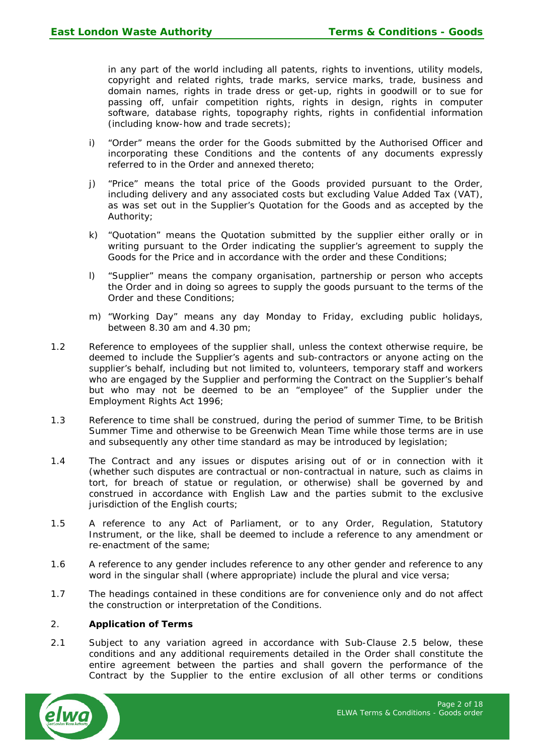in any part of the world including all patents, rights to inventions, utility models, copyright and related rights, trade marks, service marks, trade, business and domain names, rights in trade dress or get-up, rights in goodwill or to sue for passing off, unfair competition rights, rights in design, rights in computer software, database rights, topography rights, rights in confidential information (including know-how and trade secrets);

i) "Order" means the order for the Goods submitted by the Authorised Officer and incorporating these Conditions and the contents of any documents expressly referred to in the Order and annexed thereto;

j) "Price" means the total price of the Goods provided pursuant to the Order, including delivery and any associated costs but excluding Value Added Tax (VAT), as was set out in the Supplier's Quotation for the Goods and as accepted by the Authority;

k) "Quotation" means the Quotation submitted by the supplier either orally or in writing pursuant to the Order indicating the supplier's agreement to supply the Goods for the Price and in accordance with the order and these Conditions;

l) "Supplier" means the company organisation, partnership or person who accepts the Order and in doing so agrees to supply the goods pursuant to the terms of the Order and these Conditions;

m) "Working Day" means any day Monday to Friday, excluding public holidays, between 8.30 am and 4.30 pm;

1.2 Reference to employees of the supplier shall, unless the context otherwise require, be deemed to include the Supplier's agents and sub-contractors or anyone acting on the supplier's behalf, including but not limited to, volunteers, temporary staff and workers who are engaged by the Supplier and performing the Contract on the Supplier's behalf but who may not be deemed to be an "employee" of the Supplier under the Employment Rights Act 1996;

1.3 Reference to time shall be construed, during the period of summer Time, to be British Summer Time and otherwise to be Greenwich Mean Time while those terms are in use and subsequently any other time standard as may be introduced by legislation;

1.4 The Contract and any issues or disputes arising out of or in connection with it (whether such disputes are contractual or non-contractual in nature, such as claims in tort, for breach of statue or regulation, or otherwise) shall be governed by and construed in accordance with English Law and the parties submit to the exclusive jurisdiction of the English courts;

1.5 A reference to any Act of Parliament, or to any Order, Regulation, Statutory Instrument, or the like, shall be deemed to include a reference to any amendment or re-enactment of the same;

1.6 A reference to any gender includes reference to any other gender and reference to any word in the singular shall (where appropriate) include the plural and vice versa;

1.7 The headings contained in these conditions are for convenience only and do not affect the construction or interpretation of the Conditions.

## 2. Application of Terms

2.1 Subject to any variation agreed in accordance with Sub-Clause 2.5 below, these conditions and any additional requirements detailed in the Order shall constitute the entire agreement between the parties and shall govern the performance of the Contract by the Supplier to the entire exclusion of all other terms or conditions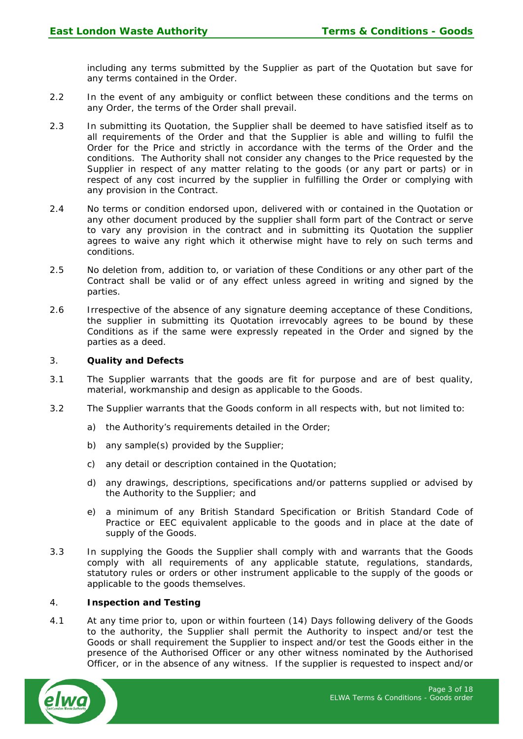including any terms submitted by the Supplier as part of the Quotation but save for any terms contained in the Order.

2.2 In the event of any ambiguity or conflict between these conditions and the terms on any Order, the terms of the Order shall prevail.

2.3 In submitting its Quotation, the Supplier shall be deemed to have satisfied itself as to all requirements of the Order and that the Supplier is able and willing to fulfil the Order for the Price and strictly in accordance with the terms of the Order and the conditions. The Authority shall not consider any changes to the Price requested by the Supplier in respect of any matter relating to the goods (or any part or parts) or in respect of any cost incurred by the supplier in fulfilling the Order or complying with any provision in the Contract.

2.4 No terms or condition endorsed upon, delivered with or contained in the Quotation or any other document produced by the supplier shall form part of the Contract or serve to vary any provision in the contract and in submitting its Quotation the supplier agrees to waive any right which it otherwise might have to rely on such terms and conditions.

2.5 No deletion from, addition to, or variation of these Conditions or any other part of the Contract shall be valid or of any effect unless agreed in writing and signed by the parties.

2.6 Irrespective of the absence of any signature deeming acceptance of these Conditions, the supplier in submitting its Quotation irrevocably agrees to be bound by these Conditions as if the same were expressly repeated in the Order and signed by the parties as a deed.

## 3. Quality and Defects

3.1 The Supplier warrants that the goods are fit for purpose and are of best quality, material, workmanship and design as applicable to the Goods.

3.2 The Supplier warrants that the Goods conform in all respects with, but not limited to:

a) the Authority's requirements detailed in the Order;

b) any sample(s) provided by the Supplier;

c) any detail or description contained in the Quotation;

d) any drawings, descriptions, specifications and/or patterns supplied or advised by the Authority to the Supplier; and

e) a minimum of any British Standard Specification or British Standard Code of Practice or EEC equivalent applicable to the goods and in place at the date of supply of the Goods.

3.3 In supplying the Goods the Supplier shall comply with and warrants that the Goods comply with all requirements of any applicable statute, regulations, standards, statutory rules or orders or other instrument applicable to the supply of the goods or applicable to the goods themselves.

## 4. Inspection and Testing

4.1 At any time prior to, upon or within fourteen (14) Days following delivery of the Goods to the authority, the Supplier shall permit the Authority to inspect and/or test the Goods or shall requirement the Supplier to inspect and/or test the Goods either in the presence of the Authorised Officer or any other witness nominated by the Authorised Officer, or in the absence of any witness. If the supplier is requested to inspect and/or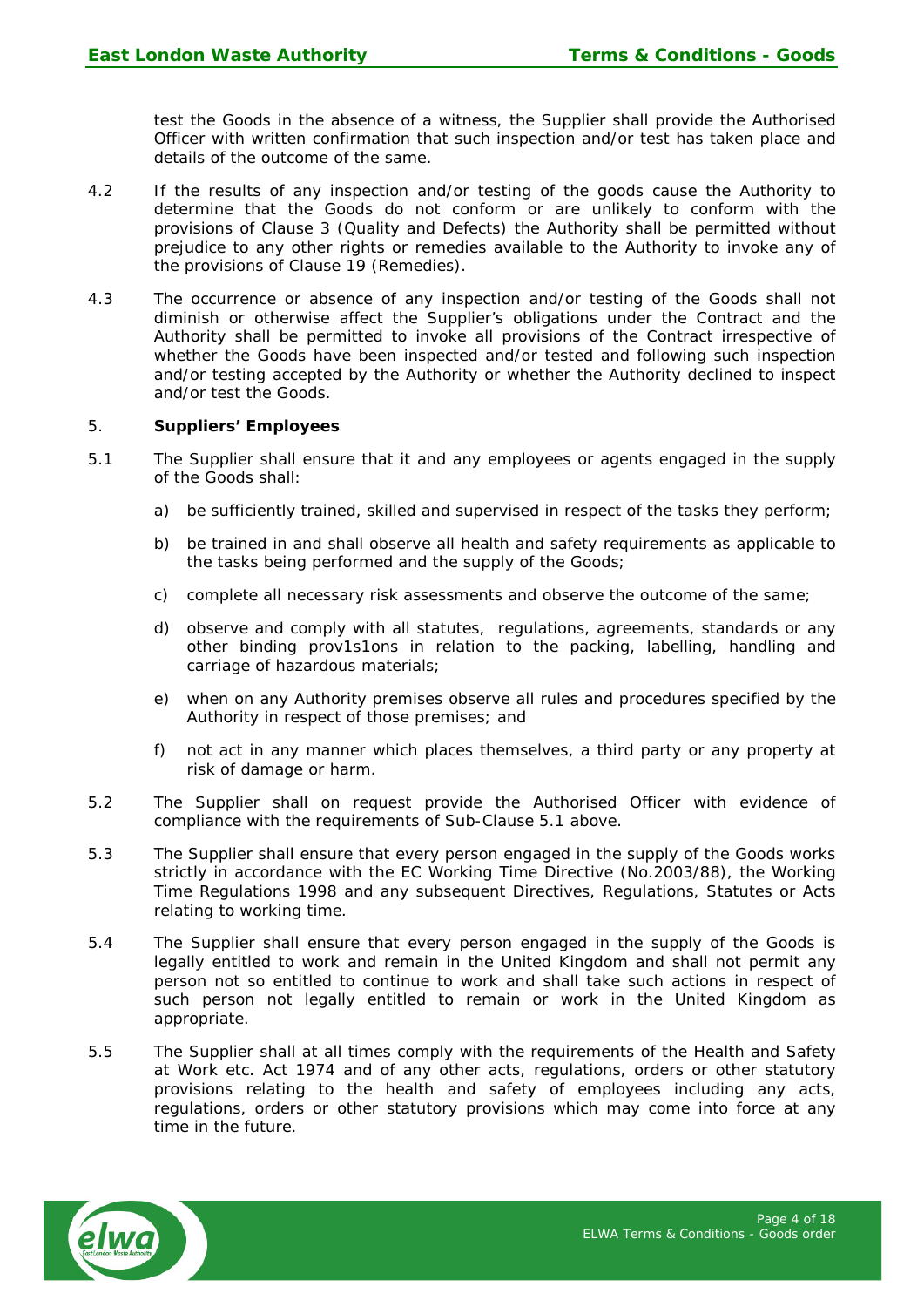test the Goods in the absence of a witness, the Supplier shall provide the Authorised Officer with written confirmation that such inspection and/or test has taken place and details of the outcome of the same.

4.2 If the results of any inspection and/or testing of the goods cause the Authority to determine that the Goods do not conform or are unlikely to conform with the provisions of Clause 3 (Quality and Defects) the Authority shall be permitted without prejudice to any other rights or remedies available to the Authority to invoke any of the provisions of Clause 19 (Remedies).

4.3 The occurrence or absence of any inspection and/or testing of the Goods shall not diminish or otherwise affect the Supplier's obligations under the Contract and the Authority shall be permitted to invoke all provisions of the Contract irrespective of whether the Goods have been inspected and/or tested and following such inspection and/or testing accepted by the Authority or whether the Authority declined to inspect and/or test the Goods.

## 5. Suppliers' Employees

5.1 The Supplier shall ensure that it and any employees or agents engaged in the supply of the Goods shall:

a) be sufficiently trained, skilled and supervised in respect of the tasks they perform;

b) be trained in and shall observe all health and safety requirements as applicable to the tasks being performed and the supply of the Goods;

c) complete all necessary risk assessments and observe the outcome of the same;

d) observe and comply with all statutes, regulations, agreements, standards or any other binding prov1s1ons in relation to the packing, labelling, handling and carriage of hazardous materials;

e) when on any Authority premises observe all rules and procedures specified by the Authority in respect of those premises; and

f) not act in any manner which places themselves, a third party or any property at risk of damage or harm.

5.2 The Supplier shall on request provide the Authorised Officer with evidence of compliance with the requirements of Sub-Clause 5.1 above.

5.3 The Supplier shall ensure that every person engaged in the supply of the Goods works strictly in accordance with the EC Working Time Directive (No.2003/88), the Working Time Regulations 1998 and any subsequent Directives, Regulations, Statutes or Acts relating to working time.

5.4 The Supplier shall ensure that every person engaged in the supply of the Goods is legally entitled to work and remain in the United Kingdom and shall not permit any person not so entitled to continue to work and shall take such actions in respect of such person not legally entitled to remain or work in the United Kingdom as appropriate.

5.5 The Supplier shall at all times comply with the requirements of the Health and Safety at Work etc. Act 1974 and of any other acts, regulations, orders or other statutory provisions relating to the health and safety of employees including any acts, regulations, orders or other statutory provisions which may come into force at any time in the future.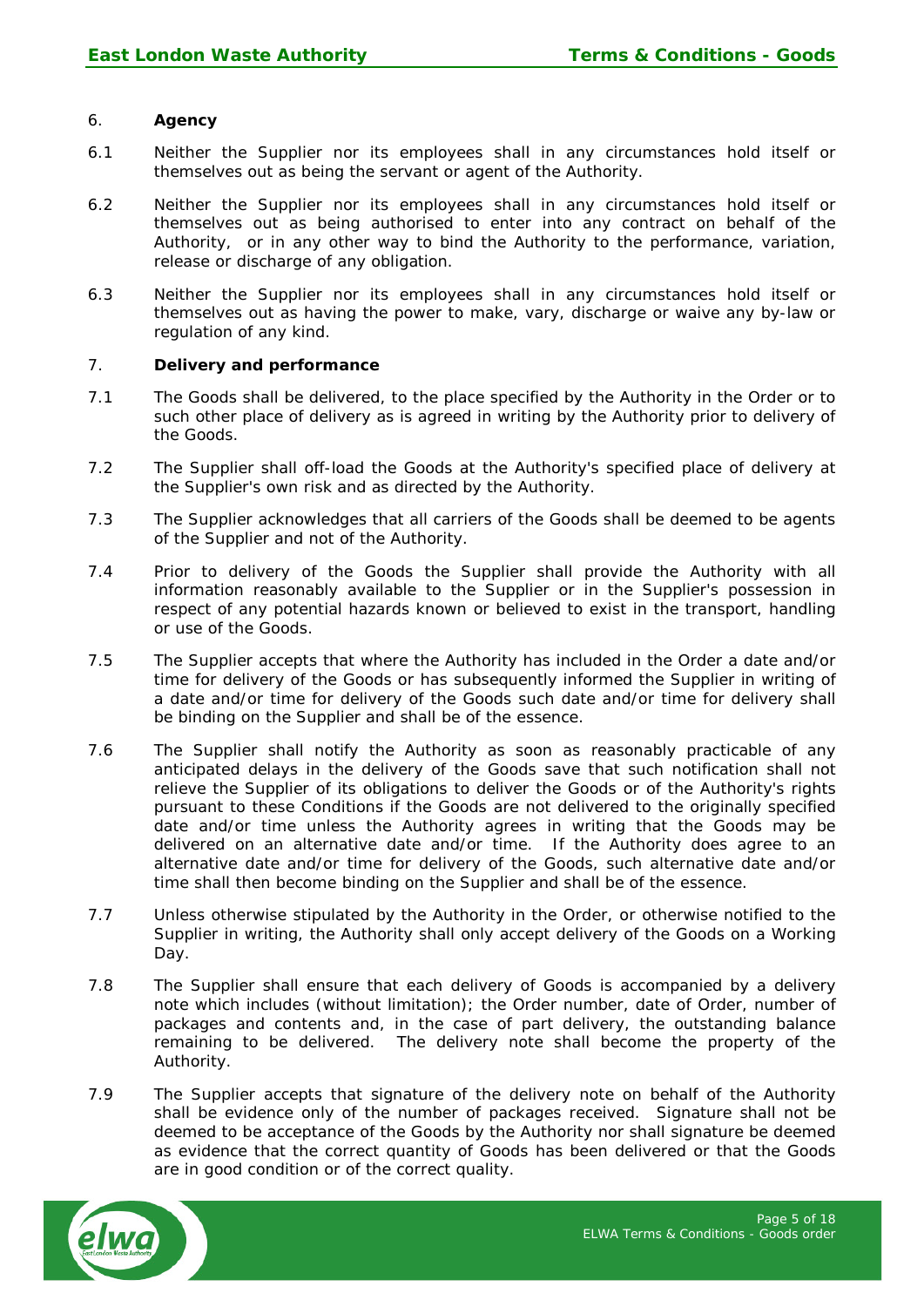## 6. Agency

6.1 Neither the Supplier nor its employees shall in any circumstances hold itself or themselves out as being the servant or agent of the Authority.

6.2 Neither the Supplier nor its employees shall in any circumstances hold itself or themselves out as being authorised to enter into any contract on behalf of the Authority, or in any other way to bind the Authority to the performance, variation, release or discharge of any obligation.

6.3 Neither the Supplier nor its employees shall in any circumstances hold itself or themselves out as having the power to make, vary, discharge or waive any by-law or regulation of any kind.

## 7. Delivery and performance

7.1 The Goods shall be delivered, to the place specified by the Authority in the Order or to such other place of delivery as is agreed in writing by the Authority prior to delivery of the Goods.

7.2 The Supplier shall off-load the Goods at the Authority's specified place of delivery at the Supplier's own risk and as directed by the Authority.

7.3 The Supplier acknowledges that all carriers of the Goods shall be deemed to be agents of the Supplier and not of the Authority.

7.4 Prior to delivery of the Goods the Supplier shall provide the Authority with all information reasonably available to the Supplier or in the Supplier's possession in respect of any potential hazards known or believed to exist in the transport, handling or use of the Goods.

7.5 The Supplier accepts that where the Authority has included in the Order a date and/or time for delivery of the Goods or has subsequently informed the Supplier in writing of a date and/or time for delivery of the Goods such date and/or time for delivery shall be binding on the Supplier and shall be of the essence.

7.6 The Supplier shall notify the Authority as soon as reasonably practicable of any anticipated delays in the delivery of the Goods save that such notification shall not relieve the Supplier of its obligations to deliver the Goods or of the Authority's rights pursuant to these Conditions if the Goods are not delivered to the originally specified date and/or time unless the Authority agrees in writing that the Goods may be delivered on an alternative date and/or time. If the Authority does agree to an alternative date and/or time for delivery of the Goods, such alternative date and/or time shall then become binding on the Supplier and shall be of the essence.

7.7 Unless otherwise stipulated by the Authority in the Order, or otherwise notified to the Supplier in writing, the Authority shall only accept delivery of the Goods on a Working Day.

7.8 The Supplier shall ensure that each delivery of Goods is accompanied by a delivery note which includes (without limitation); the Order number, date of Order, number of packages and contents and, in the case of part delivery, the outstanding balance remaining to be delivered. The delivery note shall become the property of the Authority.

7.9 The Supplier accepts that signature of the delivery note on behalf of the Authority shall be evidence only of the number of packages received. Signature shall not be deemed to be acceptance of the Goods by the Authority nor shall signature be deemed as evidence that the correct quantity of Goods has been delivered or that the Goods are in good condition or of the correct quality.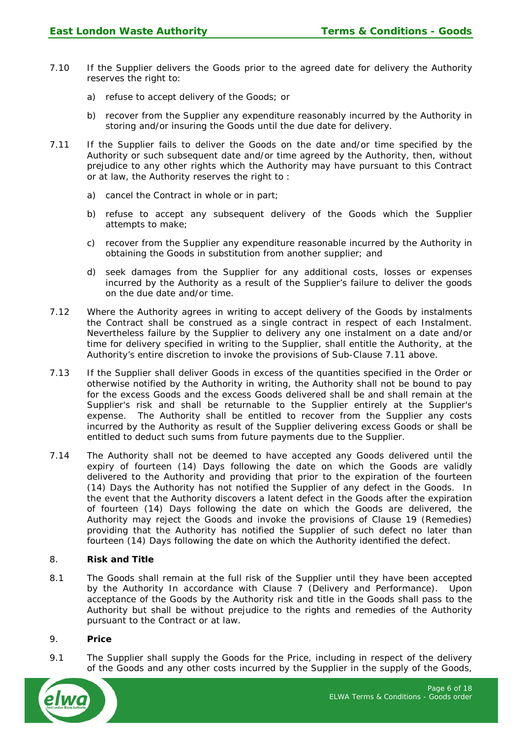7.10 If the Supplier delivers the Goods prior to the agreed date for delivery the Authority reserves the right to:

a) refuse to accept delivery of the Goods; or

b) recover from the Supplier any expenditure reasonably incurred by the Authority in storing and/or insuring the Goods until the due date for delivery.

7.11 If the Supplier fails to deliver the Goods on the date and/or time specified by the Authority or such subsequent date and/or time agreed by the Authority, then, without prejudice to any other rights which the Authority may have pursuant to this Contract or at law, the Authority reserves the right to :

a) cancel the Contract in whole or in part;

b) refuse to accept any subsequent delivery of the Goods which the Supplier attempts to make;

c) recover from the Supplier any expenditure reasonable incurred by the Authority in obtaining the Goods in substitution from another supplier; and

d) seek damages from the Supplier for any additional costs, losses or expenses incurred by the Authority as a result of the Supplier's failure to deliver the goods on the due date and/or time.

7.12 Where the Authority agrees in writing to accept delivery of the Goods by instalments the Contract shall be construed as a single contract in respect of each Instalment. Nevertheless failure by the Supplier to delivery any one instalment on a date and/or time for delivery specified in writing to the Supplier, shall entitle the Authority, at the Authority's entire discretion to invoke the provisions of Sub-Clause 7.11 above.

7.13 If the Supplier shall deliver Goods in excess of the quantities specified in the Order or otherwise notified by the Authority in writing, the Authority shall not be bound to pay for the excess Goods and the excess Goods delivered shall be and shall remain at the Supplier's risk and shall be returnable to the Supplier entirely at the Supplier's expense. The Authority shall be entitled to recover from the Supplier any costs incurred by the Authority as result of the Supplier delivering excess Goods or shall be entitled to deduct such sums from future payments due to the Supplier.

7.14 The Authority shall not be deemed to have accepted any Goods delivered until the expiry of fourteen (14) Days following the date on which the Goods are validly delivered to the Authority and providing that prior to the expiration of the fourteen (14) Days the Authority has not notified the Supplier of any defect in the Goods. In the event that the Authority discovers a latent defect in the Goods after the expiration of fourteen (14) Days following the date on which the Goods are delivered, the Authority may reject the Goods and invoke the provisions of Clause 19 (Remedies) providing that the Authority has notified the Supplier of such defect no later than fourteen (14) Days following the date on which the Authority identified the defect.

## 8. Risk and Title

8.1 The Goods shall remain at the full risk of the Supplier until they have been accepted by the Authority In accordance with Clause 7 (Delivery and Performance). Upon acceptance of the Goods by the Authority risk and title in the Goods shall pass to the Authority but shall be without prejudice to the rights and remedies of the Authority pursuant to the Contract or at law.

## 9. Price

9.1 The Supplier shall supply the Goods for the Price, including in respect of the delivery of the Goods and any other costs incurred by the Supplier in the supply of the Goods,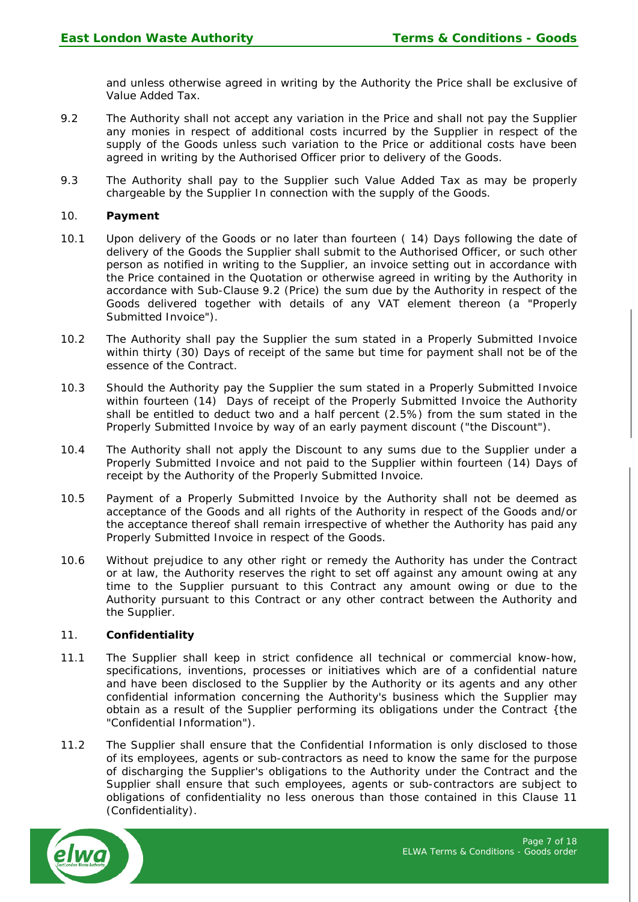and unless otherwise agreed in writing by the Authority the Price shall be exclusive of Value Added Tax.

9.2 The Authority shall not accept any variation in the Price and shall not pay the Supplier any monies in respect of additional costs incurred by the Supplier in respect of the supply of the Goods unless such variation to the Price or additional costs have been agreed in writing by the Authorised Officer prior to delivery of the Goods.

9.3 The Authority shall pay to the Supplier such Value Added Tax as may be properly chargeable by the Supplier In connection with the supply of the Goods.

10. **Payment**

10.1 Upon delivery of the Goods or no later than fourteen ( 14) Days following the date of delivery of the Goods the Supplier shall submit to the Authorised Officer, or such other person as notified in writing to the Supplier, an invoice setting out in accordance with the Price contained in the Quotation or otherwise agreed in writing by the Authority in accordance with Sub-Clause 9.2 (Price) the sum due by the Authority in respect of the Goods delivered together with details of any VAT element thereon (a "Properly Submitted Invoice").

10.2 The Authority shall pay the Supplier the sum stated in a Properly Submitted Invoice within thirty (30) Days of receipt of the same but time for payment shall not be of the essence of the Contract.

10.3 Should the Authority pay the Supplier the sum stated in a Properly Submitted Invoice within fourteen (14) Days of receipt of the Properly Submitted Invoice the Authority shall be entitled to deduct two and a half percent (2.5%) from the sum stated in the Properly Submitted Invoice by way of an early payment discount ("the Discount").

10.4 The Authority shall not apply the Discount to any sums due to the Supplier under a Properly Submitted Invoice and not paid to the Supplier within fourteen (14) Days of receipt by the Authority of the Properly Submitted Invoice.

10.5 Payment of a Properly Submitted Invoice by the Authority shall not be deemed as acceptance of the Goods and all rights of the Authority in respect of the Goods and/or the acceptance thereof shall remain irrespective of whether the Authority has paid any Properly Submitted Invoice in respect of the Goods.

10.6 Without prejudice to any other right or remedy the Authority has under the Contract or at law, the Authority reserves the right to set off against any amount owing at any time to the Supplier pursuant to this Contract any amount owing or due to the Authority pursuant to this Contract or any other contract between the Authority and the Supplier.

11. **Confidentiality**

11.1 The Supplier shall keep in strict confidence all technical or commercial know-how, specifications, inventions, processes or initiatives which are of a confidential nature and have been disclosed to the Supplier by the Authority or its agents and any other confidential information concerning the Authority's business which the Supplier may obtain as a result of the Supplier performing its obligations under the Contract {the "Confidential Information").

11.2 The Supplier shall ensure that the Confidential Information is only disclosed to those of its employees, agents or sub-contractors as need to know the same for the purpose of discharging the Supplier's obligations to the Authority under the Contract and the Supplier shall ensure that such employees, agents or sub-contractors are subject to obligations of confidentiality no less onerous than those contained in this Clause 11 (Confidentiality).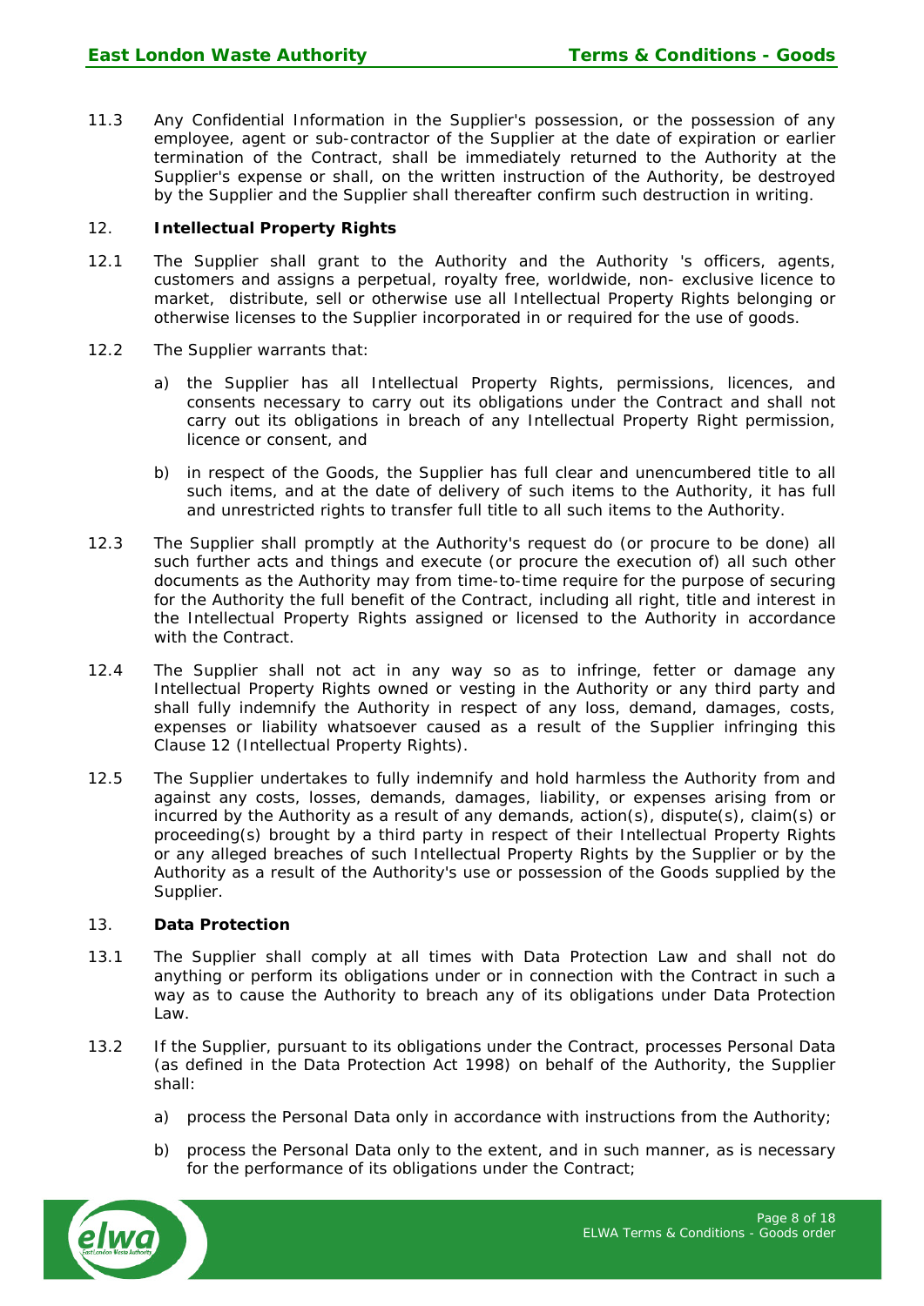11.3 Any Confidential Information in the Supplier's possession, or the possession of any employee, agent or sub-contractor of the Supplier at the date of expiration or earlier termination of the Contract, shall be immediately returned to the Authority at the Supplier's expense or shall, on the written instruction of the Authority, be destroyed by the Supplier and the Supplier shall thereafter confirm such destruction in writing.

## 12. **Intellectual Property Rights**

12.1 The Supplier shall grant to the Authority and the Authority 's officers, agents, customers and assigns a perpetual, royalty free, worldwide, non- exclusive licence to market, distribute, sell or otherwise use all Intellectual Property Rights belonging or otherwise licenses to the Supplier incorporated in or required for the use of goods.

12.2 The Supplier warrants that:

a) the Supplier has all Intellectual Property Rights, permissions, licences, and consents necessary to carry out its obligations under the Contract and shall not carry out its obligations in breach of any Intellectual Property Right permission, licence or consent, and

b) in respect of the Goods, the Supplier has full clear and unencumbered title to all such items, and at the date of delivery of such items to the Authority, it has full and unrestricted rights to transfer full title to all such items to the Authority.

12.3 The Supplier shall promptly at the Authority's request do (or procure to be done) all such further acts and things and execute (or procure the execution of) all such other documents as the Authority may from time-to-time require for the purpose of securing for the Authority the full benefit of the Contract, including all right, title and interest in the Intellectual Property Rights assigned or licensed to the Authority in accordance with the Contract.

12.4 The Supplier shall not act in any way so as to infringe, fetter or damage any Intellectual Property Rights owned or vesting in the Authority or any third party and shall fully indemnify the Authority in respect of any loss, demand, damages, costs, expenses or liability whatsoever caused as a result of the Supplier infringing this Clause 12 (Intellectual Property Rights).

12.5 The Supplier undertakes to fully indemnify and hold harmless the Authority from and against any costs, losses, demands, damages, liability, or expenses arising from or incurred by the Authority as a result of any demands, action(s), dispute(s), claim(s) or proceeding(s) brought by a third party in respect of their Intellectual Property Rights or any alleged breaches of such Intellectual Property Rights by the Supplier or by the Authority as a result of the Authority's use or possession of the Goods supplied by the Supplier.

## 13. **Data Protection**

13.1 The Supplier shall comply at all times with Data Protection Law and shall not do anything or perform its obligations under or in connection with the Contract in such a way as to cause the Authority to breach any of its obligations under Data Protection Law.

13.2 If the Supplier, pursuant to its obligations under the Contract, processes Personal Data (as defined in the Data Protection Act 1998) on behalf of the Authority, the Supplier shall:

a) process the Personal Data only in accordance with instructions from the Authority;

b) process the Personal Data only to the extent, and in such manner, as is necessary for the performance of its obligations under the Contract;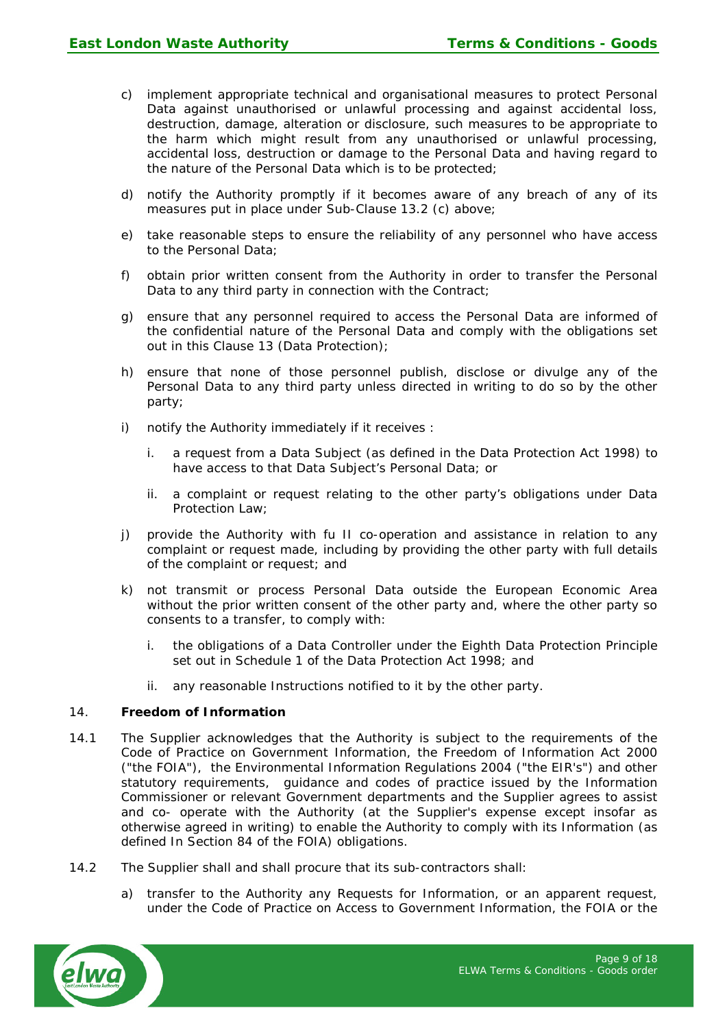c) implement appropriate technical and organisational measures to protect Personal Data against unauthorised or unlawful processing and against accidental loss, destruction, damage, alteration or disclosure, such measures to be appropriate to the harm which might result from any unauthorised or unlawful processing, accidental loss, destruction or damage to the Personal Data and having regard to the nature of the Personal Data which is to be protected;

d) notify the Authority promptly if it becomes aware of any breach of any of its measures put in place under Sub-Clause 13.2 (c) above;

e) take reasonable steps to ensure the reliability of any personnel who have access to the Personal Data;

f) obtain prior written consent from the Authority in order to transfer the Personal Data to any third party in connection with the Contract;

g) ensure that any personnel required to access the Personal Data are informed of the confidential nature of the Personal Data and comply with the obligations set out in this Clause 13 (Data Protection);

h) ensure that none of those personnel publish, disclose or divulge any of the Personal Data to any third party unless directed in writing to do so by the other party;

i) notify the Authority immediately if it receives :

   i. a request from a Data Subject (as defined in the Data Protection Act 1998) to have access to that Data Subject's Personal Data; or

   ii. a complaint or request relating to the other party's obligations under Data Protection Law;

j) provide the Authority with fu II co-operation and assistance in relation to any complaint or request made, including by providing the other party with full details of the complaint or request; and

k) not transmit or process Personal Data outside the European Economic Area without the prior written consent of the other party and, where the other party so consents to a transfer, to comply with:

   i. the obligations of a Data Controller under the Eighth Data Protection Principle set out in Schedule 1 of the Data Protection Act 1998; and

   ii. any reasonable Instructions notified to it by the other party.

14. **Freedom of Information**

14.1 The Supplier acknowledges that the Authority is subject to the requirements of the Code of Practice on Government Information, the Freedom of Information Act 2000 ("the FOIA"), the Environmental Information Regulations 2004 ("the EIR's") and other statutory requirements, guidance and codes of practice issued by the Information Commissioner or relevant Government departments and the Supplier agrees to assist and co- operate with the Authority (at the Supplier's expense except insofar as otherwise agreed in writing) to enable the Authority to comply with its Information (as defined In Section 84 of the FOIA) obligations.

14.2 The Supplier shall and shall procure that its sub-contractors shall:

a) transfer to the Authority any Requests for Information, or an apparent request, under the Code of Practice on Access to Government Information, the FOIA or the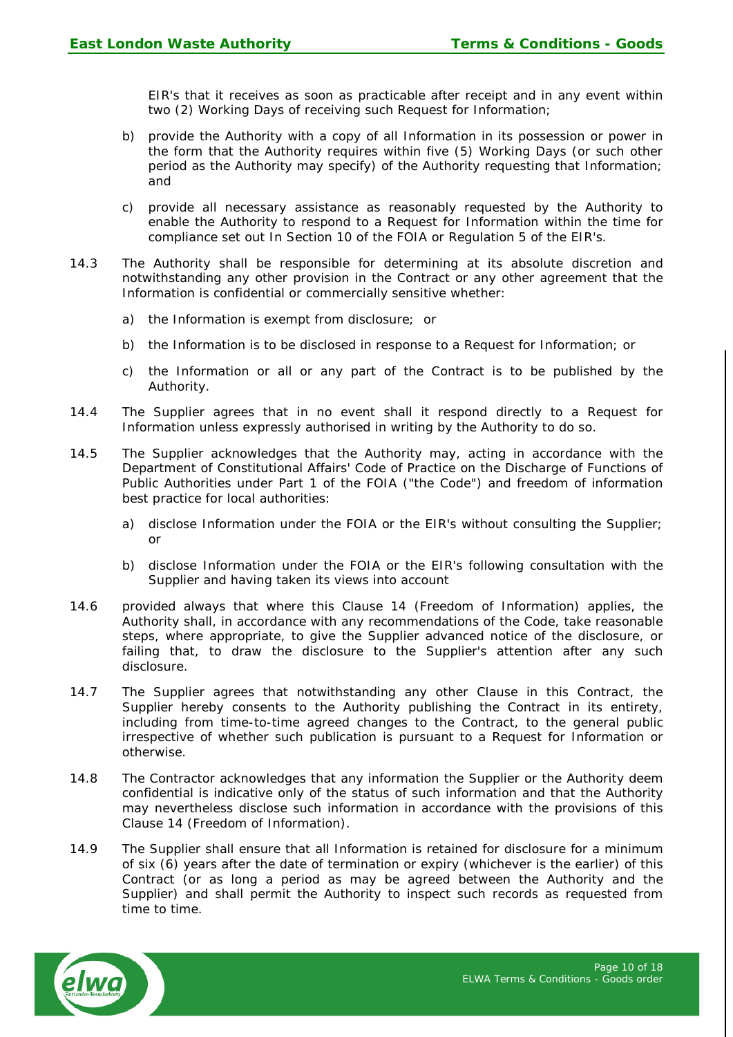EIR's that it receives as soon as practicable after receipt and in any event within two (2) Working Days of receiving such Request for Information;

b) provide the Authority with a copy of all Information in its possession or power in the form that the Authority requires within five (5) Working Days (or such other period as the Authority may specify) of the Authority requesting that Information; and

c) provide all necessary assistance as reasonably requested by the Authority to enable the Authority to respond to a Request for Information within the time for compliance set out In Section 10 of the FOIA or Regulation 5 of the EIR's.

14.3 The Authority shall be responsible for determining at its absolute discretion and notwithstanding any other provision in the Contract or any other agreement that the Information is confidential or commercially sensitive whether:

a) the Information is exempt from disclosure; or

b) the Information is to be disclosed in response to a Request for Information; or

c) the Information or all or any part of the Contract is to be published by the Authority.

14.4 The Supplier agrees that in no event shall it respond directly to a Request for Information unless expressly authorised in writing by the Authority to do so.

14.5 The Supplier acknowledges that the Authority may, acting in accordance with the Department of Constitutional Affairs' Code of Practice on the Discharge of Functions of Public Authorities under Part 1 of the FOIA ("the Code") and freedom of information best practice for local authorities:

a) disclose Information under the FOIA or the EIR's without consulting the Supplier; or

b) disclose Information under the FOIA or the EIR's following consultation with the Supplier and having taken its views into account

14.6 provided always that where this Clause 14 (Freedom of Information) applies, the Authority shall, in accordance with any recommendations of the Code, take reasonable steps, where appropriate, to give the Supplier advanced notice of the disclosure, or failing that, to draw the disclosure to the Supplier's attention after any such disclosure.

14.7 The Supplier agrees that notwithstanding any other Clause in this Contract, the Supplier hereby consents to the Authority publishing the Contract in its entirety, including from time-to-time agreed changes to the Contract, to the general public irrespective of whether such publication is pursuant to a Request for Information or otherwise.

14.8 The Contractor acknowledges that any information the Supplier or the Authority deem confidential is indicative only of the status of such information and that the Authority may nevertheless disclose such information in accordance with the provisions of this Clause 14 (Freedom of Information).

14.9 The Supplier shall ensure that all Information is retained for disclosure for a minimum of six (6) years after the date of termination or expiry (whichever is the earlier) of this Contract (or as long a period as may be agreed between the Authority and the Supplier) and shall permit the Authority to inspect such records as requested from time to time.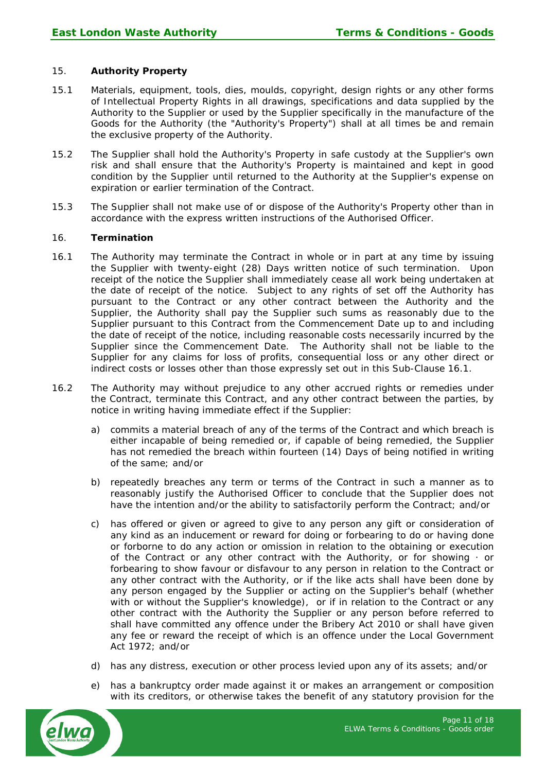## 15. **Authority Property**

15.1 Materials, equipment, tools, dies, moulds, copyright, design rights or any other forms of Intellectual Property Rights in all drawings, specifications and data supplied by the Authority to the Supplier or used by the Supplier specifically in the manufacture of the Goods for the Authority (the "Authority's Property") shall at all times be and remain the exclusive property of the Authority.

15.2 The Supplier shall hold the Authority's Property in safe custody at the Supplier's own risk and shall ensure that the Authority's Property is maintained and kept in good condition by the Supplier until returned to the Authority at the Supplier's expense on expiration or earlier termination of the Contract.

15.3 The Supplier shall not make use of or dispose of the Authority's Property other than in accordance with the express written instructions of the Authorised Officer.

## 16. **Termination**

16.1 The Authority may terminate the Contract in whole or in part at any time by issuing the Supplier with twenty-eight (28) Days written notice of such termination. Upon receipt of the notice the Supplier shall immediately cease all work being undertaken at the date of receipt of the notice. Subject to any rights of set off the Authority has pursuant to the Contract or any other contract between the Authority and the Supplier, the Authority shall pay the Supplier such sums as reasonably due to the Supplier pursuant to this Contract from the Commencement Date up to and including the date of receipt of the notice, including reasonable costs necessarily incurred by the Supplier since the Commencement Date. The Authority shall not be liable to the Supplier for any claims for loss of profits, consequential loss or any other direct or indirect costs or losses other than those expressly set out in this Sub-Clause 16.1.

16.2 The Authority may without prejudice to any other accrued rights or remedies under the Contract, terminate this Contract, and any other contract between the parties, by notice in writing having immediate effect if the Supplier:

a) commits a material breach of any of the terms of the Contract and which breach is either incapable of being remedied or, if capable of being remedied, the Supplier has not remedied the breach within fourteen (14) Days of being notified in writing of the same; and/or

b) repeatedly breaches any term or terms of the Contract in such a manner as to reasonably justify the Authorised Officer to conclude that the Supplier does not have the intention and/or the ability to satisfactorily perform the Contract; and/or

c) has offered or given or agreed to give to any person any gift or consideration of any kind as an inducement or reward for doing or forbearing to do or having done or forborne to do any action or omission in relation to the obtaining or execution of the Contract or any other contract with the Authority, or for showing · or forbearing to show favour or disfavour to any person in relation to the Contract or any other contract with the Authority, or if the like acts shall have been done by any person engaged by the Supplier or acting on the Supplier's behalf (whether with or without the Supplier's knowledge), or if in relation to the Contract or any other contract with the Authority the Supplier or any person before referred to shall have committed any offence under the Bribery Act 2010 or shall have given any fee or reward the receipt of which is an offence under the Local Government Act 1972; and/or

d) has any distress, execution or other process levied upon any of its assets; and/or

e) has a bankruptcy order made against it or makes an arrangement or composition with its creditors, or otherwise takes the benefit of any statutory provision for the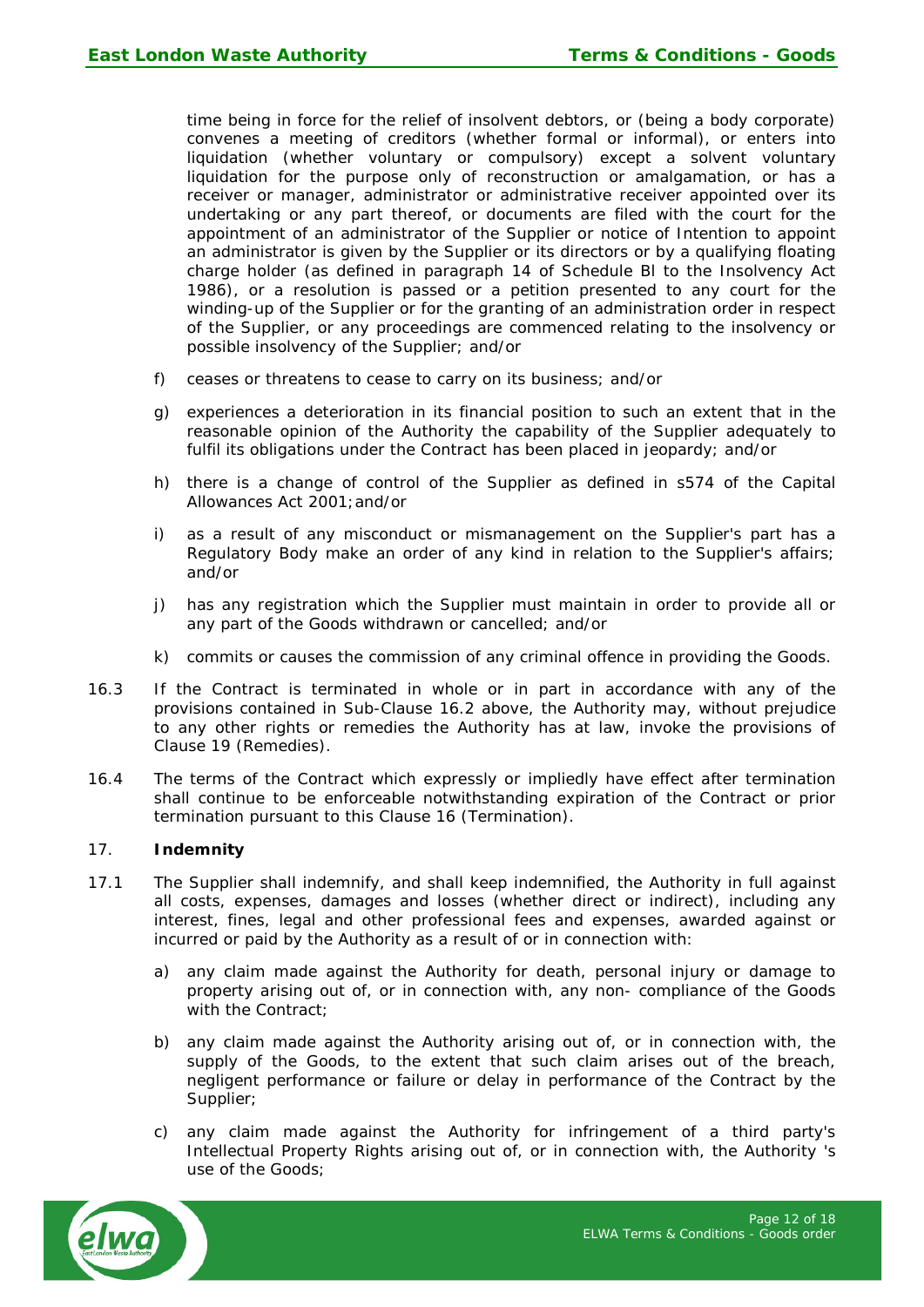time being in force for the relief of insolvent debtors, or (being a body corporate) convenes a meeting of creditors (whether formal or informal), or enters into liquidation (whether voluntary or compulsory) except a solvent voluntary liquidation for the purpose only of reconstruction or amalgamation, or has a receiver or manager, administrator or administrative receiver appointed over its undertaking or any part thereof, or documents are filed with the court for the appointment of an administrator of the Supplier or notice of Intention to appoint an administrator is given by the Supplier or its directors or by a qualifying floating charge holder (as defined in paragraph 14 of Schedule Bl to the Insolvency Act 1986), or a resolution is passed or a petition presented to any court for the winding-up of the Supplier or for the granting of an administration order in respect of the Supplier, or any proceedings are commenced relating to the insolvency or possible insolvency of the Supplier; and/or

f) ceases or threatens to cease to carry on its business; and/or

g) experiences a deterioration in its financial position to such an extent that in the reasonable opinion of the Authority the capability of the Supplier adequately to fulfil its obligations under the Contract has been placed in jeopardy; and/or

h) there is a change of control of the Supplier as defined in s574 of the Capital Allowances Act 2001;and/or

i) as a result of any misconduct or mismanagement on the Supplier's part has a Regulatory Body make an order of any kind in relation to the Supplier's affairs; and/or

j) has any registration which the Supplier must maintain in order to provide all or any part of the Goods withdrawn or cancelled; and/or

k) commits or causes the commission of any criminal offence in providing the Goods.

16.3 If the Contract is terminated in whole or in part in accordance with any of the provisions contained in Sub-Clause 16.2 above, the Authority may, without prejudice to any other rights or remedies the Authority has at law, invoke the provisions of Clause 19 (Remedies).

16.4 The terms of the Contract which expressly or impliedly have effect after termination shall continue to be enforceable notwithstanding expiration of the Contract or prior termination pursuant to this Clause 16 (Termination).

## 17. Indemnity

17.1 The Supplier shall indemnify, and shall keep indemnified, the Authority in full against all costs, expenses, damages and losses (whether direct or indirect), including any interest, fines, legal and other professional fees and expenses, awarded against or incurred or paid by the Authority as a result of or in connection with:

a) any claim made against the Authority for death, personal injury or damage to property arising out of, or in connection with, any non- compliance of the Goods with the Contract;

b) any claim made against the Authority arising out of, or in connection with, the supply of the Goods, to the extent that such claim arises out of the breach, negligent performance or failure or delay in performance of the Contract by the Supplier;

c) any claim made against the Authority for infringement of a third party's Intellectual Property Rights arising out of, or in connection with, the Authority 's use of the Goods;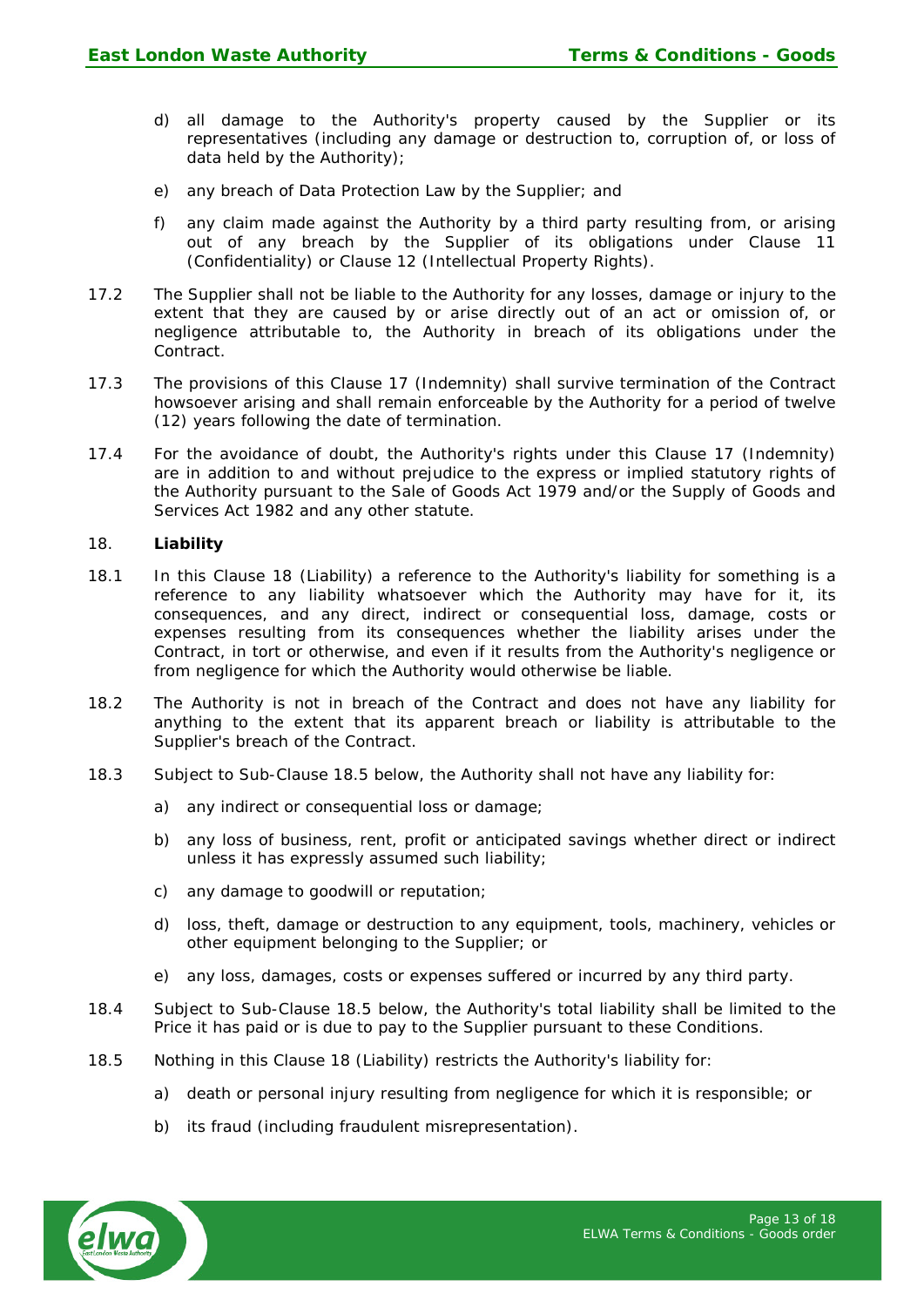d) all damage to the Authority's property caused by the Supplier or its representatives (including any damage or destruction to, corruption of, or loss of data held by the Authority);

e) any breach of Data Protection Law by the Supplier; and

f) any claim made against the Authority by a third party resulting from, or arising out of any breach by the Supplier of its obligations under Clause 11 (Confidentiality) or Clause 12 (Intellectual Property Rights).

17.2 The Supplier shall not be liable to the Authority for any losses, damage or injury to the extent that they are caused by or arise directly out of an act or omission of, or negligence attributable to, the Authority in breach of its obligations under the Contract.

17.3 The provisions of this Clause 17 (Indemnity) shall survive termination of the Contract howsoever arising and shall remain enforceable by the Authority for a period of twelve (12) years following the date of termination.

17.4 For the avoidance of doubt, the Authority's rights under this Clause 17 (Indemnity) are in addition to and without prejudice to the express or implied statutory rights of the Authority pursuant to the Sale of Goods Act 1979 and/or the Supply of Goods and Services Act 1982 and any other statute.

## 18. **Liability**

18.1 In this Clause 18 (Liability) a reference to the Authority's liability for something is a reference to any liability whatsoever which the Authority may have for it, its consequences, and any direct, indirect or consequential loss, damage, costs or expenses resulting from its consequences whether the liability arises under the Contract, in tort or otherwise, and even if it results from the Authority's negligence or from negligence for which the Authority would otherwise be liable.

18.2 The Authority is not in breach of the Contract and does not have any liability for anything to the extent that its apparent breach or liability is attributable to the Supplier's breach of the Contract.

18.3 Subject to Sub-Clause 18.5 below, the Authority shall not have any liability for:

a) any indirect or consequential loss or damage;

b) any loss of business, rent, profit or anticipated savings whether direct or indirect unless it has expressly assumed such liability;

c) any damage to goodwill or reputation;

d) loss, theft, damage or destruction to any equipment, tools, machinery, vehicles or other equipment belonging to the Supplier; or

e) any loss, damages, costs or expenses suffered or incurred by any third party.

18.4 Subject to Sub-Clause 18.5 below, the Authority's total liability shall be limited to the Price it has paid or is due to pay to the Supplier pursuant to these Conditions.

18.5 Nothing in this Clause 18 (Liability) restricts the Authority's liability for:

a) death or personal injury resulting from negligence for which it is responsible; or

b) its fraud (including fraudulent misrepresentation).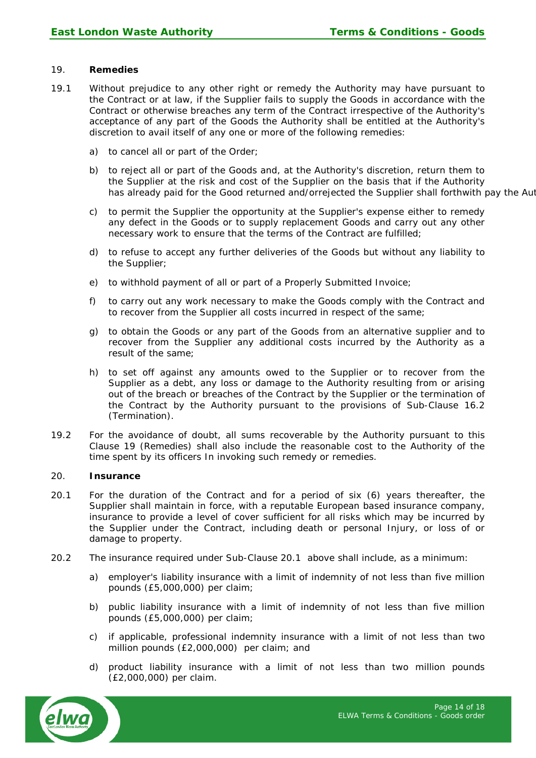19. **Remedies**

19.1 Without prejudice to any other right or remedy the Authority may have pursuant to the Contract or at law, if the Supplier fails to supply the Goods in accordance with the Contract or otherwise breaches any term of the Contract irrespective of the Authority's acceptance of any part of the Goods the Authority shall be entitled at the Authority's discretion to avail itself of any one or more of the following remedies:

a) to cancel all or part of the Order;

b) to reject all or part of the Goods and, at the Authority's discretion, return them to the Supplier at the risk and cost of the Supplier on the basis that if the Authority has already paid for the Good returned and/orrejected the Supplier shall forthwith pay the Aut

c) to permit the Supplier the opportunity at the Supplier's expense either to remedy any defect in the Goods or to supply replacement Goods and carry out any other necessary work to ensure that the terms of the Contract are fulfilled;

d) to refuse to accept any further deliveries of the Goods but without any liability to the Supplier;

e) to withhold payment of all or part of a Properly Submitted Invoice;

f) to carry out any work necessary to make the Goods comply with the Contract and to recover from the Supplier all costs incurred in respect of the same;

g) to obtain the Goods or any part of the Goods from an alternative supplier and to recover from the Supplier any additional costs incurred by the Authority as a result of the same;

h) to set off against any amounts owed to the Supplier or to recover from the Supplier as a debt, any loss or damage to the Authority resulting from or arising out of the breach or breaches of the Contract by the Supplier or the termination of the Contract by the Authority pursuant to the provisions of Sub-Clause 16.2 (Termination).

19.2 For the avoidance of doubt, all sums recoverable by the Authority pursuant to this Clause 19 (Remedies) shall also include the reasonable cost to the Authority of the time spent by its officers In invoking such remedy or remedies.

20. **Insurance**

20.1 For the duration of the Contract and for a period of six (6) years thereafter, the Supplier shall maintain in force, with a reputable European based insurance company, insurance to provide a level of cover sufficient for all risks which may be incurred by the Supplier under the Contract, including death or personal Injury, or loss of or damage to property.

20.2 The insurance required under Sub-Clause 20.1 above shall include, as a minimum:

a) employer's liability insurance with a limit of indemnity of not less than five million pounds (£5,000,000) per claim;

b) public liability insurance with a limit of indemnity of not less than five million pounds (£5,000,000) per claim;

c) if applicable, professional indemnity insurance with a limit of not less than two million pounds (£2,000,000) per claim; and

d) product liability insurance with a limit of not less than two million pounds (£2,000,000) per claim.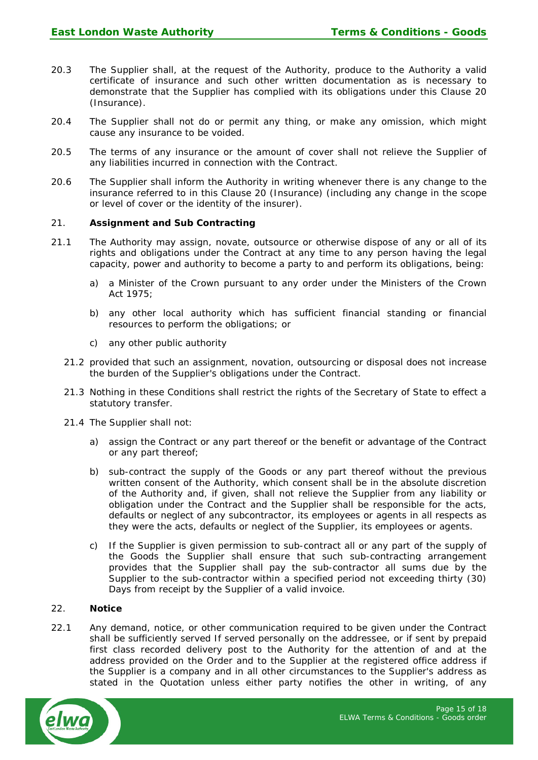20.3 The Supplier shall, at the request of the Authority, produce to the Authority a valid certificate of insurance and such other written documentation as is necessary to demonstrate that the Supplier has complied with its obligations under this Clause 20 (Insurance).

20.4 The Supplier shall not do or permit any thing, or make any omission, which might cause any insurance to be voided.

20.5 The terms of any insurance or the amount of cover shall not relieve the Supplier of any liabilities incurred in connection with the Contract.

20.6 The Supplier shall inform the Authority in writing whenever there is any change to the insurance referred to in this Clause 20 (Insurance) (including any change in the scope or level of cover or the identity of the insurer).

## 21. Assignment and Sub Contracting

21.1 The Authority may assign, novate, outsource or otherwise dispose of any or all of its rights and obligations under the Contract at any time to any person having the legal capacity, power and authority to become a party to and perform its obligations, being:

a) a Minister of the Crown pursuant to any order under the Ministers of the Crown Act 1975;

b) any other local authority which has sufficient financial standing or financial resources to perform the obligations; or

c) any other public authority

21.2 provided that such an assignment, novation, outsourcing or disposal does not increase the burden of the Supplier's obligations under the Contract.

21.3 Nothing in these Conditions shall restrict the rights of the Secretary of State to effect a statutory transfer.

21.4 The Supplier shall not:

a) assign the Contract or any part thereof or the benefit or advantage of the Contract or any part thereof;

b) sub-contract the supply of the Goods or any part thereof without the previous written consent of the Authority, which consent shall be in the absolute discretion of the Authority and, if given, shall not relieve the Supplier from any liability or obligation under the Contract and the Supplier shall be responsible for the acts, defaults or neglect of any subcontractor, its employees or agents in all respects as they were the acts, defaults or neglect of the Supplier, its employees or agents.

c) If the Supplier is given permission to sub-contract all or any part of the supply of the Goods the Supplier shall ensure that such sub-contracting arrangement provides that the Supplier shall pay the sub-contractor all sums due by the Supplier to the sub-contractor within a specified period not exceeding thirty (30) Days from receipt by the Supplier of a valid invoice.

## 22. Notice

22.1 Any demand, notice, or other communication required to be given under the Contract shall be sufficiently served If served personally on the addressee, or if sent by prepaid first class recorded delivery post to the Authority for the attention of and at the address provided on the Order and to the Supplier at the registered office address if the Supplier is a company and in all other circumstances to the Supplier's address as stated in the Quotation unless either party notifies the other in writing, of any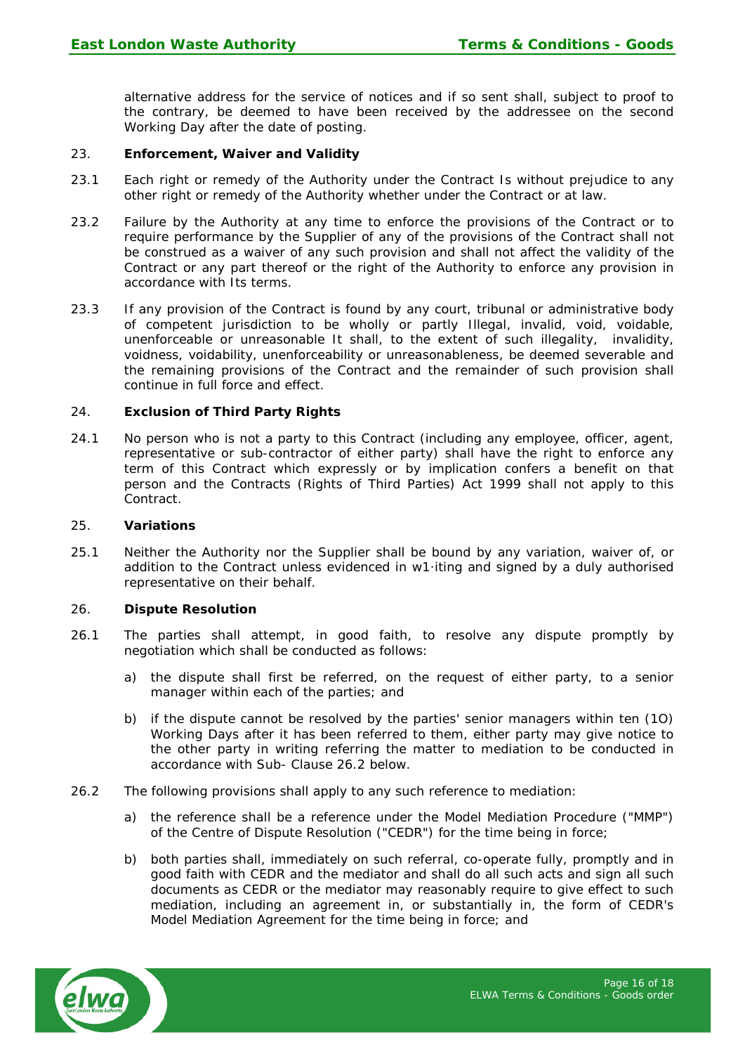alternative address for the service of notices and if so sent shall, subject to proof to the contrary, be deemed to have been received by the addressee on the second Working Day after the date of posting.

## 23. Enforcement, Waiver and Validity

23.1 Each right or remedy of the Authority under the Contract Is without prejudice to any other right or remedy of the Authority whether under the Contract or at law.

23.2 Failure by the Authority at any time to enforce the provisions of the Contract or to require performance by the Supplier of any of the provisions of the Contract shall not be construed as a waiver of any such provision and shall not affect the validity of the Contract or any part thereof or the right of the Authority to enforce any provision in accordance with Its terms.

23.3 If any provision of the Contract is found by any court, tribunal or administrative body of competent jurisdiction to be wholly or partly Illegal, invalid, void, voidable, unenforceable or unreasonable It shall, to the extent of such illegality, invalidity, voidness, voidability, unenforceability or unreasonableness, be deemed severable and the remaining provisions of the Contract and the remainder of such provision shall continue in full force and effect.

## 24. Exclusion of Third Party Rights

24.1 No person who is not a party to this Contract (including any employee, officer, agent, representative or sub-contractor of either party) shall have the right to enforce any term of this Contract which expressly or by implication confers a benefit on that person and the Contracts (Rights of Third Parties) Act 1999 shall not apply to this Contract.

## 25. Variations

25.1 Neither the Authority nor the Supplier shall be bound by any variation, waiver of, or addition to the Contract unless evidenced in w1·iting and signed by a duly authorised representative on their behalf.

## 26. Dispute Resolution

26.1 The parties shall attempt, in good faith, to resolve any dispute promptly by negotiation which shall be conducted as follows:

a) the dispute shall first be referred, on the request of either party, to a senior manager within each of the parties; and

b) if the dispute cannot be resolved by the parties' senior managers within ten (1O) Working Days after it has been referred to them, either party may give notice to the other party in writing referring the matter to mediation to be conducted in accordance with Sub- Clause 26.2 below.

26.2 The following provisions shall apply to any such reference to mediation:

a) the reference shall be a reference under the Model Mediation Procedure ("MMP") of the Centre of Dispute Resolution ("CEDR") for the time being in force;

b) both parties shall, immediately on such referral, co-operate fully, promptly and in good faith with CEDR and the mediator and shall do all such acts and sign all such documents as CEDR or the mediator may reasonably require to give effect to such mediation, including an agreement in, or substantially in, the form of CEDR's Model Mediation Agreement for the time being in force; and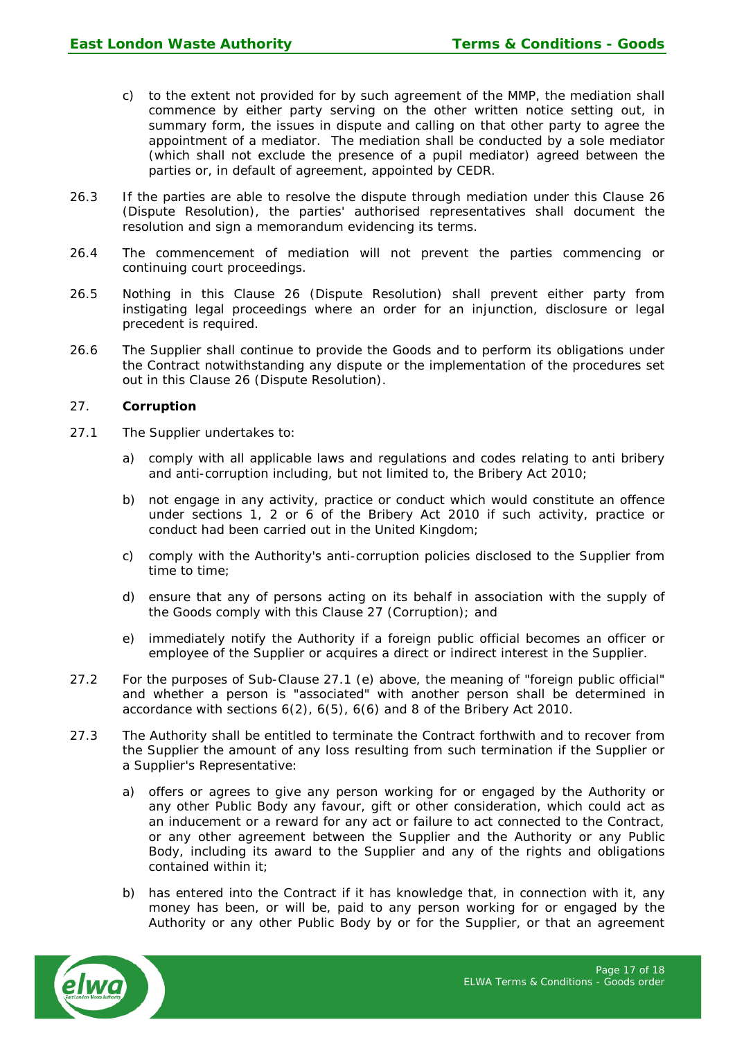c) to the extent not provided for by such agreement of the MMP, the mediation shall commence by either party serving on the other written notice setting out, in summary form, the issues in dispute and calling on that other party to agree the appointment of a mediator. The mediation shall be conducted by a sole mediator (which shall not exclude the presence of a pupil mediator) agreed between the parties or, in default of agreement, appointed by CEDR.

26.3 If the parties are able to resolve the dispute through mediation under this Clause 26 (Dispute Resolution), the parties' authorised representatives shall document the resolution and sign a memorandum evidencing its terms.

26.4 The commencement of mediation will not prevent the parties commencing or continuing court proceedings.

26.5 Nothing in this Clause 26 (Dispute Resolution) shall prevent either party from instigating legal proceedings where an order for an injunction, disclosure or legal precedent is required.

26.6 The Supplier shall continue to provide the Goods and to perform its obligations under the Contract notwithstanding any dispute or the implementation of the procedures set out in this Clause 26 (Dispute Resolution).

27. **Corruption**

27.1 The Supplier undertakes to:

a) comply with all applicable laws and regulations and codes relating to anti bribery and anti-corruption including, but not limited to, the Bribery Act 2010;

b) not engage in any activity, practice or conduct which would constitute an offence under sections 1, 2 or 6 of the Bribery Act 2010 if such activity, practice or conduct had been carried out in the United Kingdom;

c) comply with the Authority's anti-corruption policies disclosed to the Supplier from time to time;

d) ensure that any of persons acting on its behalf in association with the supply of the Goods comply with this Clause 27 (Corruption); and

e) immediately notify the Authority if a foreign public official becomes an officer or employee of the Supplier or acquires a direct or indirect interest in the Supplier.

27.2 For the purposes of Sub-Clause 27.1 (e) above, the meaning of "foreign public official" and whether a person is "associated" with another person shall be determined in accordance with sections 6(2), 6(5), 6(6) and 8 of the Bribery Act 2010.

27.3 The Authority shall be entitled to terminate the Contract forthwith and to recover from the Supplier the amount of any loss resulting from such termination if the Supplier or a Supplier's Representative:

a) offers or agrees to give any person working for or engaged by the Authority or any other Public Body any favour, gift or other consideration, which could act as an inducement or a reward for any act or failure to act connected to the Contract, or any other agreement between the Supplier and the Authority or any Public Body, including its award to the Supplier and any of the rights and obligations contained within it;

b) has entered into the Contract if it has knowledge that, in connection with it, any money has been, or will be, paid to any person working for or engaged by the Authority or any other Public Body by or for the Supplier, or that an agreement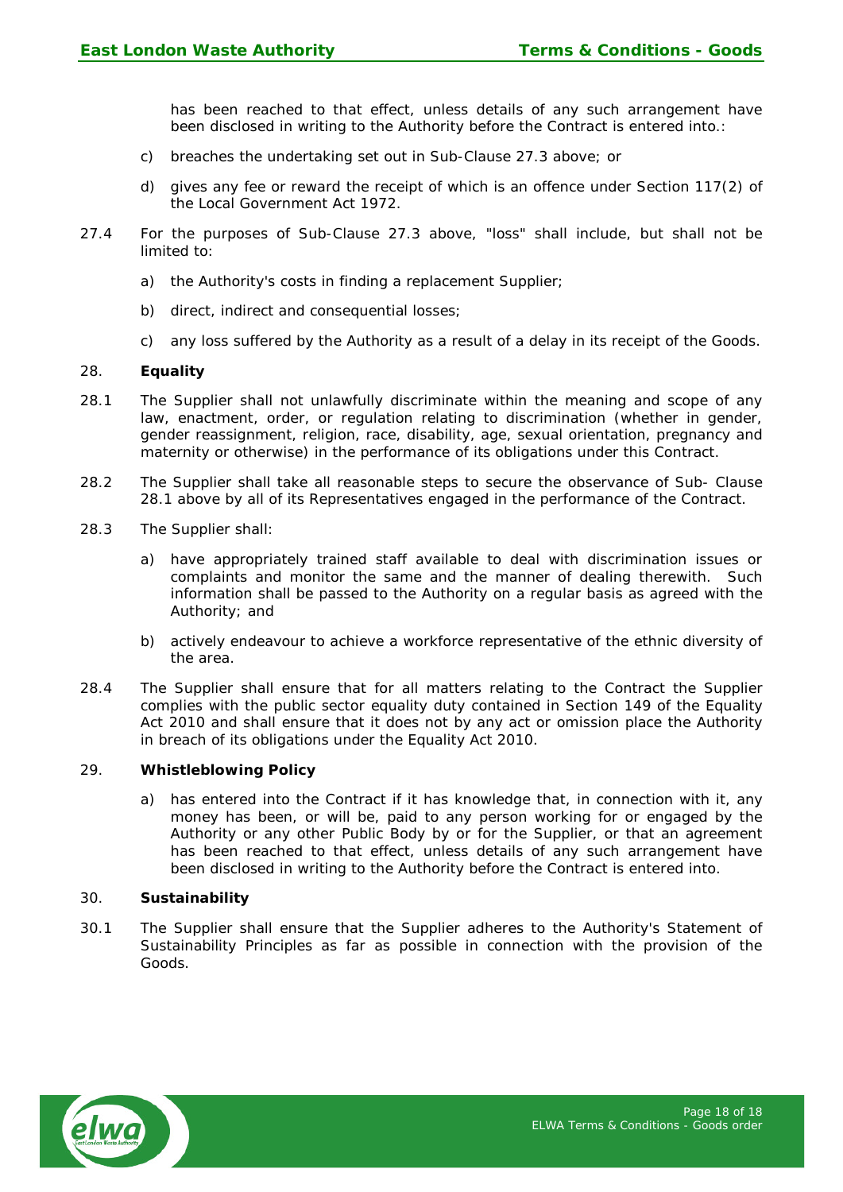has been reached to that effect, unless details of any such arrangement have been disclosed in writing to the Authority before the Contract is entered into.:

c) breaches the undertaking set out in Sub-Clause 27.3 above; or

d) gives any fee or reward the receipt of which is an offence under Section 117(2) of the Local Government Act 1972.

27.4 For the purposes of Sub-Clause 27.3 above, "loss" shall include, but shall not be limited to:

a) the Authority's costs in finding a replacement Supplier;

b) direct, indirect and consequential losses;

c) any loss suffered by the Authority as a result of a delay in its receipt of the Goods.

## 28. Equality

28.1 The Supplier shall not unlawfully discriminate within the meaning and scope of any law, enactment, order, or regulation relating to discrimination (whether in gender, gender reassignment, religion, race, disability, age, sexual orientation, pregnancy and maternity or otherwise) in the performance of its obligations under this Contract.

28.2 The Supplier shall take all reasonable steps to secure the observance of Sub- Clause 28.1 above by all of its Representatives engaged in the performance of the Contract.

28.3 The Supplier shall:

a) have appropriately trained staff available to deal with discrimination issues or complaints and monitor the same and the manner of dealing therewith. Such information shall be passed to the Authority on a regular basis as agreed with the Authority; and

b) actively endeavour to achieve a workforce representative of the ethnic diversity of the area.

28.4 The Supplier shall ensure that for all matters relating to the Contract the Supplier complies with the public sector equality duty contained in Section 149 of the Equality Act 2010 and shall ensure that it does not by any act or omission place the Authority in breach of its obligations under the Equality Act 2010.

## 29. Whistleblowing Policy

a) has entered into the Contract if it has knowledge that, in connection with it, any money has been, or will be, paid to any person working for or engaged by the Authority or any other Public Body by or for the Supplier, or that an agreement has been reached to that effect, unless details of any such arrangement have been disclosed in writing to the Authority before the Contract is entered into.

## 30. Sustainability

30.1 The Supplier shall ensure that the Supplier adheres to the Authority's Statement of Sustainability Principles as far as possible in connection with the provision of the Goods.